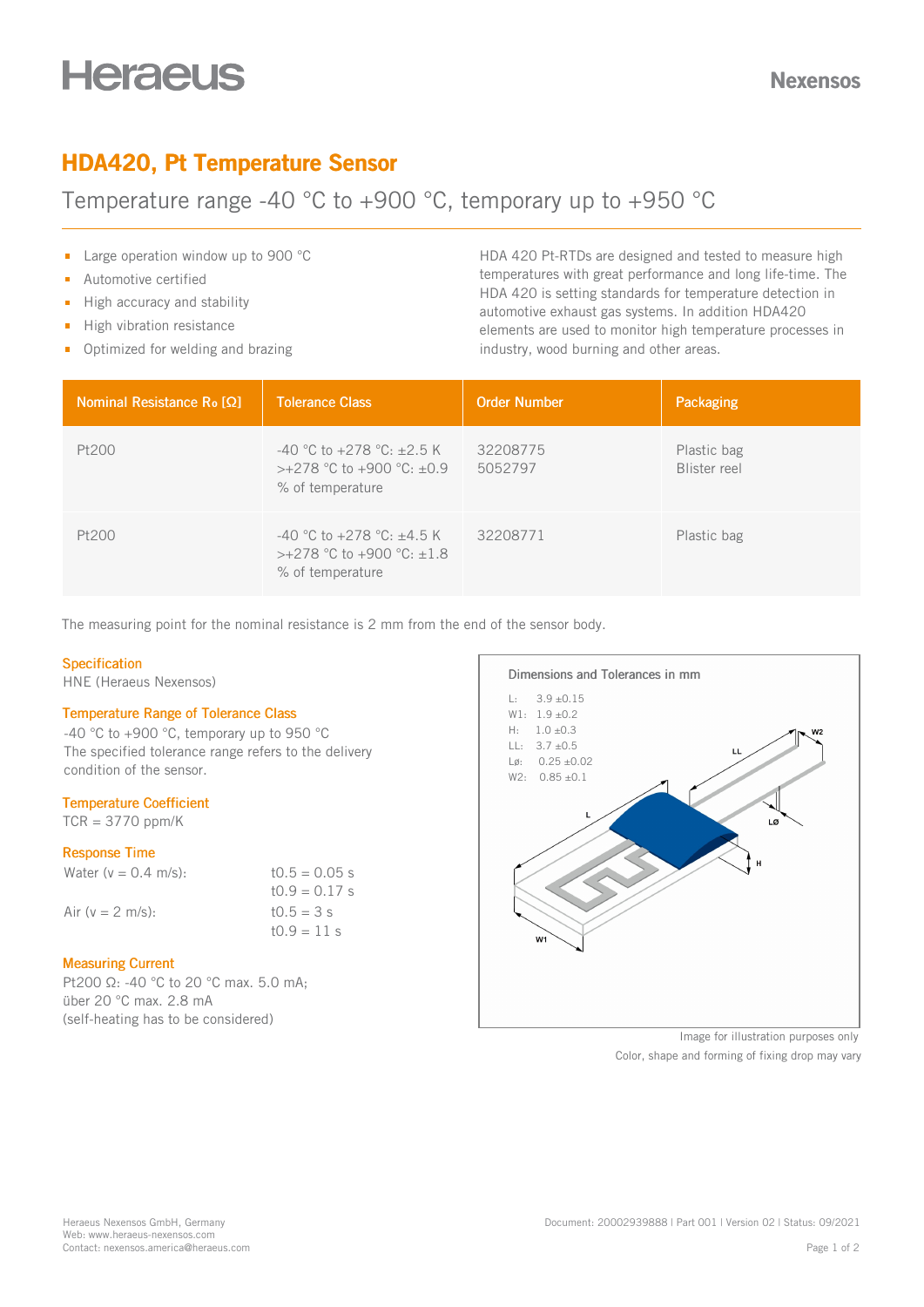# HDA420, Pt Temperature Sensor

## Temperature range -40 °C to +900 °C, temporary up to +950 °C

- Large operation window up to 900 °C
- Automotive certified
- High accuracy and stability
- High vibration resistance
- Optimized for welding and brazing

HDA 420 Pt-RTDs are designed and tested to measure high temperatures with great performance and long life-time. The HDA 420 is setting standards for temperature detection in automotive exhaust gas systems. In addition HDA420 elements are used to monitor high temperature processes in industry, wood burning and other areas.

| Nominal Resistance $R_0$ [Ω] | Tolerance Class | Order Number | Packaging |
|---|---|---|---|
| Pt200 | -40 °C to +278 °C: ±2.5 K<br>>+278 °C to +900 °C: ±0.9 % of temperature | 32208775<br>5052797 | Plastic bag<br>Blister reel |
| Pt200 | -40 °C to +278 °C: ±4.5 K<br>>+278 °C to +900 °C: ±1.8 % of temperature | 32208771 | Plastic bag |

The measuring point for the nominal resistance is 2 mm from the end of the sensor body.

### Specification

HNE (Heraeus Nexensos)

### Temperature Range of Tolerance Class

-40 °C to +900 °C, temporary up to 950 °C
The specified tolerance range refers to the delivery condition of the sensor.

### Temperature Coefficient

TCR = 3770 ppm/K

### Response Time

| | |
|---|---|
| Water (v = 0.4 m/s): | $t_{0.5}$ = 0.05 s<br>$t_{0.9}$ = 0.17 s |
| Air (v = 2 m/s): | $t_{0.5}$ = 3 s<br>$t_{0.9}$ = 11 s |

### Measuring Current

Pt200 Ω: -40 °C to 20 °C max. 5.0 mA;
über 20 °C max. 2.8 mA
(self-heating has to be considered)

### Dimensions and Tolerances in mm

- L: 3.9 ±0.15
- W1: 1.9 ±0.2
- H: 1.0 ±0.3
- LL: 3.7 ±0.5
- LØ: 0.25 ±0.02
- W2: 0.85 ±0.1

Image for illustration purposes only

Color, shape and forming of fixing drop may vary

Heraeus Nexensos GmbH, Germany
Web: www.heraeus-nexensos.com
Contact: nexensos.america@heraeus.com

Document: 20002939888 | Part 001 | Version 02 | Status: 09/2021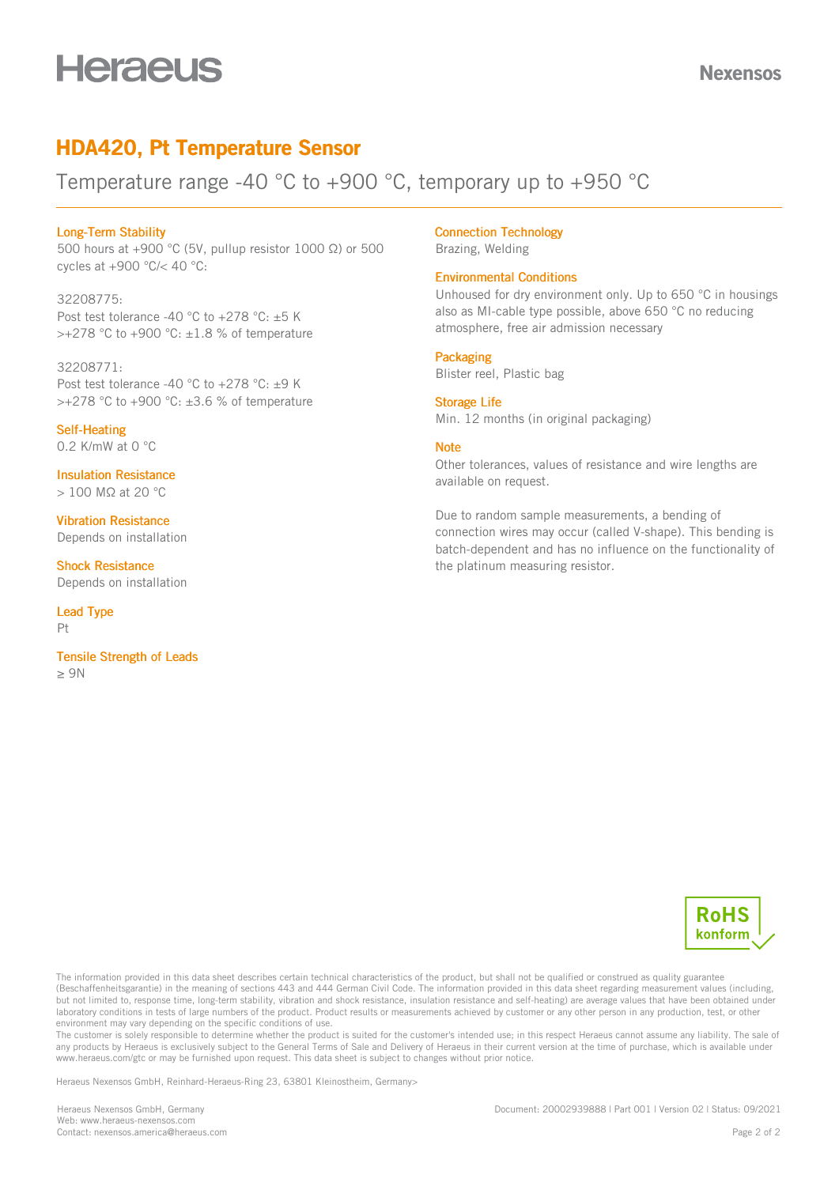# HDA420, Pt Temperature Sensor

Temperature range -40 °C to +900 °C, temporary up to +950 °C

### Long-Term Stability

500 hours at +900 °C (5V, pullup resistor 1000 Ω) or 500 cycles at +900 °C/< 40 °C:

32208775:
Post test tolerance -40 °C to +278 °C: ±5 K
>+278 °C to +900 °C: ±1.8 % of temperature

32208771:
Post test tolerance -40 °C to +278 °C: ±9 K
>+278 °C to +900 °C: ±3.6 % of temperature

### Self-Heating

0.2 K/mW at 0 °C

### Insulation Resistance

> 100 MΩ at 20 °C

### Vibration Resistance

Depends on installation

### Shock Resistance

Depends on installation

### Lead Type

Pt

### Tensile Strength of Leads

≥ 9N

### Connection Technology

Brazing, Welding

### Environmental Conditions

Unhoused for dry environment only. Up to 650 °C in housings also as MI-cable type possible, above 650 °C no reducing atmosphere, free air admission necessary

### Packaging

Blister reel, Plastic bag

### Storage Life

Min. 12 months (in original packaging)

### Note

Other tolerances, values of resistance and wire lengths are available on request.

Due to random sample measurements, a bending of connection wires may occur (called V-shape). This bending is batch-dependent and has no influence on the functionality of the platinum measuring resistor.

RoHS konform

The information provided in this data sheet describes certain technical characteristics of the product, but shall not be qualified or construed as quality guarantee (Beschaffenheitsgarantie) in the meaning of sections 443 and 444 German Civil Code. The information provided in this data sheet regarding measurement values (including, but not limited to, response time, long-term stability, vibration and shock resistance, insulation resistance and self-heating) are average values that have been obtained under laboratory conditions in tests of large numbers of the product. Product results or measurements achieved by customer or any other person in any production, test, or other environment may vary depending on the specific conditions of use.
The customer is solely responsible to determine whether the product is suited for the customer's intended use; in this respect Heraeus cannot assume any liability. The sale of any products by Heraeus is exclusively subject to the General Terms of Sale and Delivery of Heraeus in their current version at the time of purchase, which is available under www.heraeus.com/gtc or may be furnished upon request. This data sheet is subject to changes without prior notice.

Heraeus Nexensos GmbH, Reinhard-Heraeus-Ring 23, 63801 Kleinostheim, Germany>

Heraeus Nexensos GmbH, Germany
Web: www.heraeus-nexensos.com
Contact: nexensos.america@heraeus.com

Document: 20002939888 | Part 001 | Version 02 | Status: 09/2021